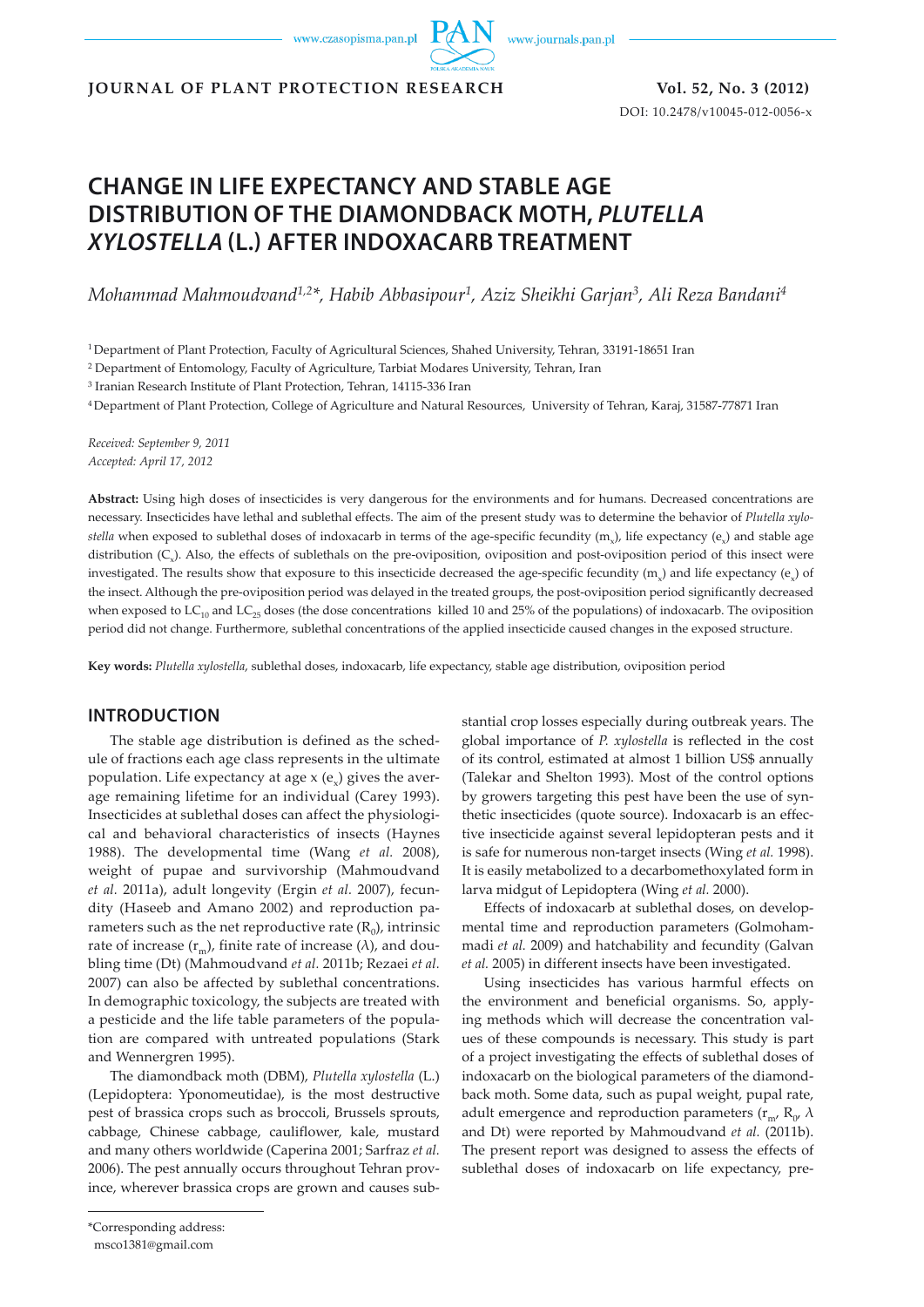# CHANGE IN LIFE EXPECTANCY AND STABLE AGE DISTRIBUTION OF THE DIAMONDBACK MOTH, *PLUTELLA XYLOSTELLA* (L.) AFTER INDOXACARB TREATMENT

*Mohammad Mahmoudvand[1,2]\*, Habib Abbasipour[1], Aziz Sheikhi Garjan[3], Ali Reza Bandani[4]*

[1] Department of Plant Protection, Faculty of Agricultural Sciences, Shahed University, Tehran, 33191-18651 Iran

[2] Department of Entomology, Faculty of Agriculture, Tarbiat Modares University, Tehran, Iran

[3] Iranian Research Institute of Plant Protection, Tehran, 14115-336 Iran

[4] Department of Plant Protection, College of Agriculture and Natural Resources, University of Tehran, Karaj, 31587-77871 Iran

*Received: September 9, 2011*
*Accepted: April 17, 2012*

**Abstract:** Using high doses of insecticides is very dangerous for the environments and for humans. Decreased concentrations are necessary. Insecticides have lethal and sublethal effects. The aim of the present study was to determine the behavior of *Plutella xylostella* when exposed to sublethal doses of indoxacarb in terms of the age-specific fecundity ($m_x$), life expectancy ($e_x$) and stable age distribution ($C_x$). Also, the effects of sublethals on the pre-oviposition, oviposition and post-oviposition period of this insect were investigated. The results show that exposure to this insecticide decreased the age-specific fecundity ($m_x$) and life expectancy ($e_x$) of the insect. Although the pre-oviposition period was delayed in the treated groups, the post-oviposition period significantly decreased when exposed to $LC_{10}$ and $LC_{25}$ doses (the dose concentrations killed 10 and 25% of the populations) of indoxacarb. The oviposition period did not change. Furthermore, sublethal concentrations of the applied insecticide caused changes in the exposed structure.

**Key words:** *Plutella xylostella*, sublethal doses, indoxacarb, life expectancy, stable age distribution, oviposition period

## INTRODUCTION

The stable age distribution is defined as the schedule of fractions each age class represents in the ultimate population. Life expectancy at age x ($e_x$) gives the average remaining lifetime for an individual (Carey 1993). Insecticides at sublethal doses can affect the physiological and behavioral characteristics of insects (Haynes 1988). The developmental time (Wang *et al.* 2008), weight of pupae and survivorship (Mahmoudvand *et al.* 2011a), adult longevity (Ergin *et al.* 2007), fecundity (Haseeb and Amano 2002) and reproduction parameters such as the net reproductive rate ($R_0$), intrinsic rate of increase ($r_m$), finite rate of increase ($\lambda$), and doubling time (Dt) (Mahmoudvand *et al.* 2011b; Rezaei *et al.* 2007) can also be affected by sublethal concentrations. In demographic toxicology, the subjects are treated with a pesticide and the life table parameters of the population are compared with untreated populations (Stark and Wennergren 1995).

The diamondback moth (DBM), *Plutella xylostella* (L.) (Lepidoptera: Yponomeutidae), is the most destructive pest of brassica crops such as broccoli, Brussels sprouts, cabbage, Chinese cabbage, cauliflower, kale, mustard and many others worldwide (Caperina 2001; Sarfraz *et al.* 2006). The pest annually occurs throughout Tehran province, wherever brassica crops are grown and causes substantial crop losses especially during outbreak years. The global importance of *P. xylostella* is reflected in the cost of its control, estimated at almost 1 billion US$ annually (Talekar and Shelton 1993). Most of the control options by growers targeting this pest have been the use of synthetic insecticides (quote source). Indoxacarb is an effective insecticide against several lepidopteran pests and it is safe for numerous non-target insects (Wing *et al.* 1998). It is easily metabolized to a decarbomethoxylated form in larva midgut of Lepidoptera (Wing *et al.* 2000).

Effects of indoxacarb at sublethal doses, on developmental time and reproduction parameters (Golmohammadi *et al.* 2009) and hatchability and fecundity (Galvan *et al.* 2005) in different insects have been investigated.

Using insecticides has various harmful effects on the environment and beneficial organisms. So, applying methods which will decrease the concentration values of these compounds is necessary. This study is part of a project investigating the effects of sublethal doses of indoxacarb on the biological parameters of the diamondback moth. Some data, such as pupal weight, pupal rate, adult emergence and reproduction parameters ($r_m$, $R_0$, $\lambda$ and Dt) were reported by Mahmoudvand *et al.* (2011b). The present report was designed to assess the effects of sublethal doses of indoxacarb on life expectancy, pre-

\*Corresponding address:
msco1381@gmail.com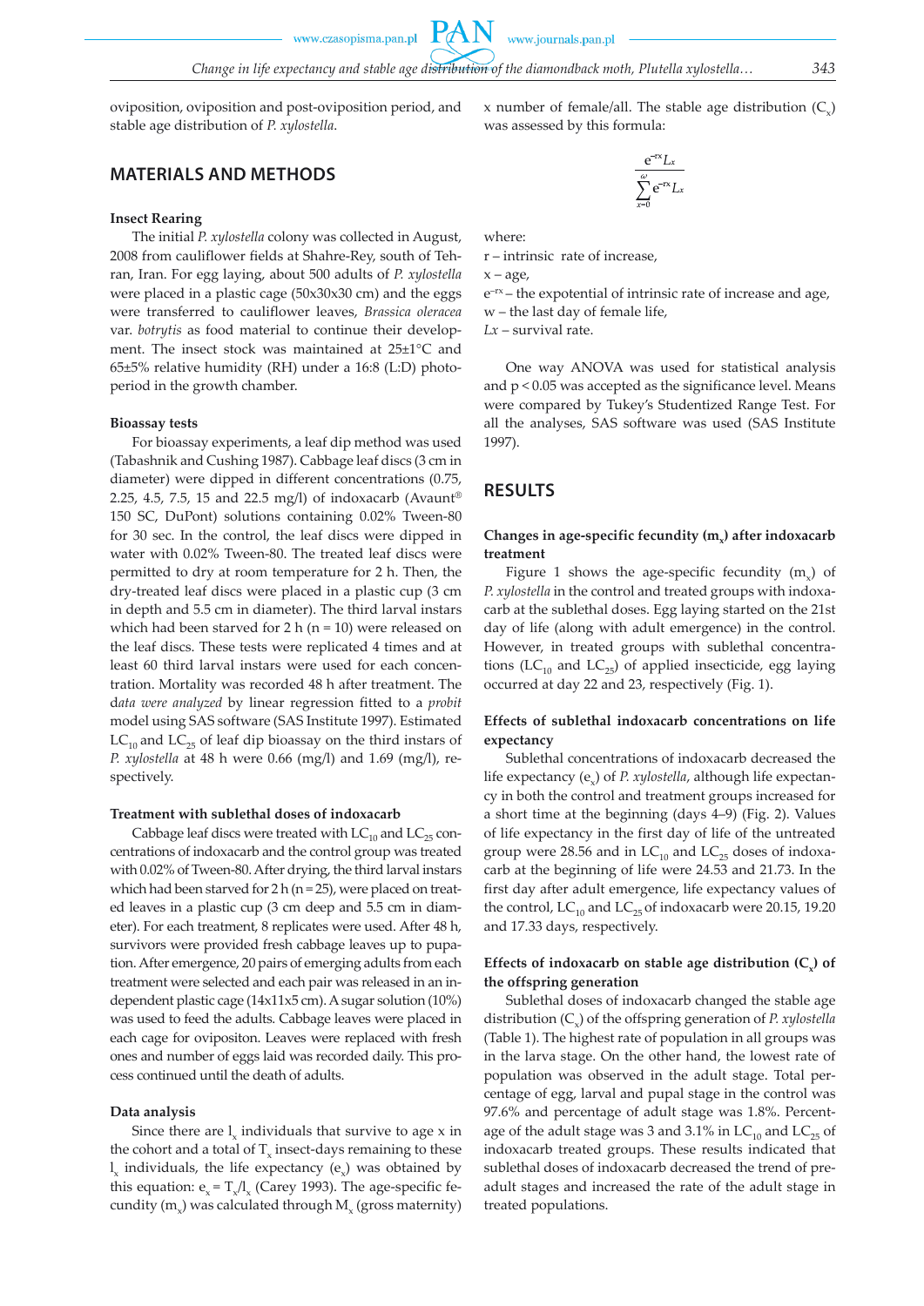oviposition, oviposition and post-oviposition period, and stable age distribution of *P. xylostella*.

## MATERIALS AND METHODS

### Insect Rearing

The initial *P. xylostella* colony was collected in August, 2008 from cauliflower fields at Shahre-Rey, south of Tehran, Iran. For egg laying, about 500 adults of *P. xylostella* were placed in a plastic cage (50x30x30 cm) and the eggs were transferred to cauliflower leaves, *Brassica oleracea* var. *botrytis* as food material to continue their development. The insect stock was maintained at 25±1°C and 65±5% relative humidity (RH) under a 16:8 (L:D) photoperiod in the growth chamber.

### Bioassay tests

For bioassay experiments, a leaf dip method was used (Tabashnik and Cushing 1987). Cabbage leaf discs (3 cm in diameter) were dipped in different concentrations (0.75, 2.25, 4.5, 7.5, 15 and 22.5 mg/l) of indoxacarb (Avaunt® 150 SC, DuPont) solutions containing 0.02% Tween-80 for 30 sec. In the control, the leaf discs were dipped in water with 0.02% Tween-80. The treated leaf discs were permitted to dry at room temperature for 2 h. Then, the dry-treated leaf discs were placed in a plastic cup (3 cm in depth and 5.5 cm in diameter). The third larval instars which had been starved for 2 h (n = 10) were released on the leaf discs. These tests were replicated 4 times and at least 60 third larval instars were used for each concentration. Mortality was recorded 48 h after treatment. The d*ata were analyzed* by linear regression fitted to a *probit* model using SAS software (SAS Institute 1997). Estimated $LC_{10}$ and $LC_{25}$ of leaf dip bioassay on the third instars of *P. xylostella* at 48 h were 0.66 (mg/l) and 1.69 (mg/l), respectively.

### Treatment with sublethal doses of indoxacarb

Cabbage leaf discs were treated with $LC_{10}$ and $LC_{25}$ concentrations of indoxacarb and the control group was treated with 0.02% of Tween-80. After drying, the third larval instars which had been starved for 2 h (n = 25), were placed on treated leaves in a plastic cup (3 cm deep and 5.5 cm in diameter). For each treatment, 8 replicates were used. After 48 h, survivors were provided fresh cabbage leaves up to pupation. After emergence, 20 pairs of emerging adults from each treatment were selected and each pair was released in an independent plastic cage (14x11x5 cm). A sugar solution (10%) was used to feed the adults. Cabbage leaves were placed in each cage for ovipositon. Leaves were replaced with fresh ones and number of eggs laid was recorded daily. This process continued until the death of adults.

### Data analysis

Since there are $l_x$ individuals that survive to age x in the cohort and a total of $T_x$ insect-days remaining to these $l_x$ individuals, the life expectancy ($e_x$) was obtained by this equation: $e_x = T_x/l_x$ (Carey 1993). The age-specific fecundity ($m_x$) was calculated through $M_x$ (gross maternity) x number of female/all. The stable age distribution ($C_x$) was assessed by this formula:

$$\frac{e^{-rx}L_x}{\sum_{x=0}^{\omega} e^{-rx}L_x}$$

where:
r – intrinsic rate of increase,
x – age,
$e^{-rx}$ – the expotential of intrinsic rate of increase and age,
w – the last day of female life,
*Lx* – survival rate.

One way ANOVA was used for statistical analysis and $p < 0.05$ was accepted as the significance level. Means were compared by Tukey's Studentized Range Test. For all the analyses, SAS software was used (SAS Institute 1997).

## RESULTS

### Changes in age-specific fecundity ($m_x$) after indoxacarb treatment

Figure 1 shows the age-specific fecundity ($m_x$) of *P. xylostella* in the control and treated groups with indoxacarb at the sublethal doses. Egg laying started on the 21st day of life (along with adult emergence) in the control. However, in treated groups with sublethal concentrations ($LC_{10}$ and $LC_{25}$) of applied insecticide, egg laying occurred at day 22 and 23, respectively (Fig. 1).

### Effects of sublethal indoxacarb concentrations on life expectancy

Sublethal concentrations of indoxacarb decreased the life expectancy ($e_x$) of *P. xylostella*, although life expectancy in both the control and treatment groups increased for a short time at the beginning (days 4–9) (Fig. 2). Values of life expectancy in the first day of life of the untreated group were 28.56 and in $LC_{10}$ and $LC_{25}$ doses of indoxacarb at the beginning of life were 24.53 and 21.73. In the first day after adult emergence, life expectancy values of the control, $LC_{10}$ and $LC_{25}$ of indoxacarb were 20.15, 19.20 and 17.33 days, respectively.

### Effects of indoxacarb on stable age distribution ($C_x$) of the offspring generation

Sublethal doses of indoxacarb changed the stable age distribution ($C_x$) of the offspring generation of *P. xylostella* (Table 1). The highest rate of population in all groups was in the larva stage. On the other hand, the lowest rate of population was observed in the adult stage. Total percentage of egg, larval and pupal stage in the control was 97.6% and percentage of adult stage was 1.8%. Percentage of the adult stage was 3 and 3.1% in $LC_{10}$ and $LC_{25}$ of indoxacarb treated groups. These results indicated that sublethal doses of indoxacarb decreased the trend of preadult stages and increased the rate of the adult stage in treated populations.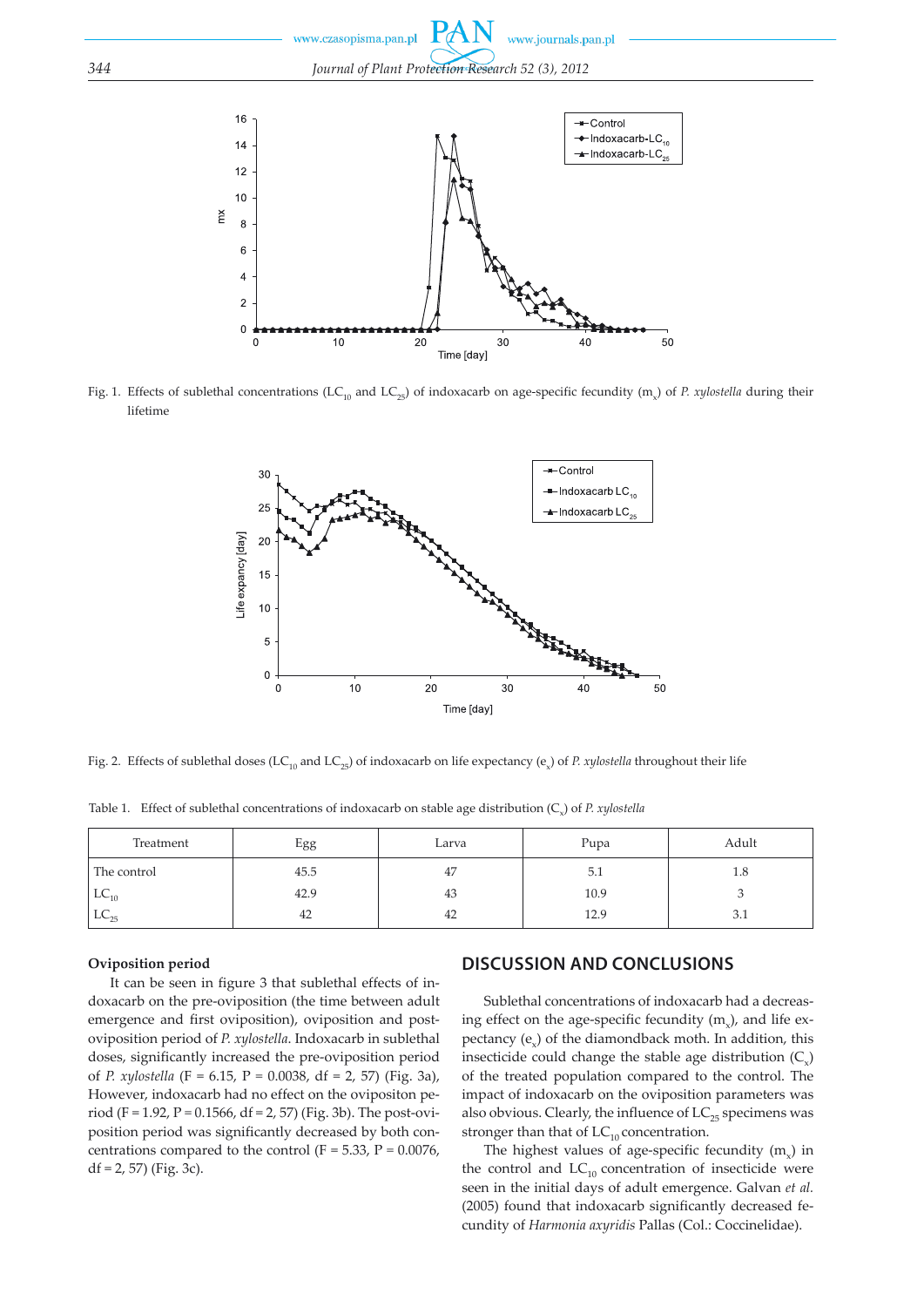Fig. 1. Effects of sublethal concentrations ($LC_{10}$ and $LC_{25}$) of indoxacarb on age-specific fecundity ($m_x$) of *P. xylostella* during their lifetime

Fig. 2. Effects of sublethal doses ($LC_{10}$ and $LC_{25}$) of indoxacarb on life expectancy ($e_x$) of *P. xylostella* throughout their life

Table 1. Effect of sublethal concentrations of indoxacarb on stable age distribution ($C_x$) of *P. xylostella*

| Treatment | Egg | Larva | Pupa | Adult |
|---|---|---|---|---|
| The control | 45.5 | 47 | 5.1 | 1.8 |
| $LC_{10}$ | 42.9 | 43 | 10.9 | 3 |
| $LC_{25}$ | 42 | 42 | 12.9 | 3.1 |

**Oviposition period**

It can be seen in figure 3 that sublethal effects of indoxacarb on the pre-oviposition (the time between adult emergence and first oviposition), oviposition and post-oviposition period of *P. xylostella*. Indoxacarb in sublethal doses, significantly increased the pre-oviposition period of *P. xylostella* (F = 6.15, P = 0.0038, df = 2, 57) (Fig. 3a), However, indoxacarb had no effect on the ovipositon period (F = 1.92, P = 0.1566, df = 2, 57) (Fig. 3b). The post-oviposition period was significantly decreased by both concentrations compared to the control (F = 5.33, P = 0.0076, df = 2, 57) (Fig. 3c).

## DISCUSSION AND CONCLUSIONS

Sublethal concentrations of indoxacarb had a decreasing effect on the age-specific fecundity ($m_x$), and life expectancy ($e_x$) of the diamondback moth. In addition, this insecticide could change the stable age distribution ($C_x$) of the treated population compared to the control. The impact of indoxacarb on the oviposition parameters was also obvious. Clearly, the influence of $LC_{25}$ specimens was stronger than that of $LC_{10}$ concentration.

The highest values of age-specific fecundity ($m_x$) in the control and $LC_{10}$ concentration of insecticide were seen in the initial days of adult emergence. Galvan *et al.* (2005) found that indoxacarb significantly decreased fecundity of *Harmonia axyridis* Pallas (Col.: Coccinelidae).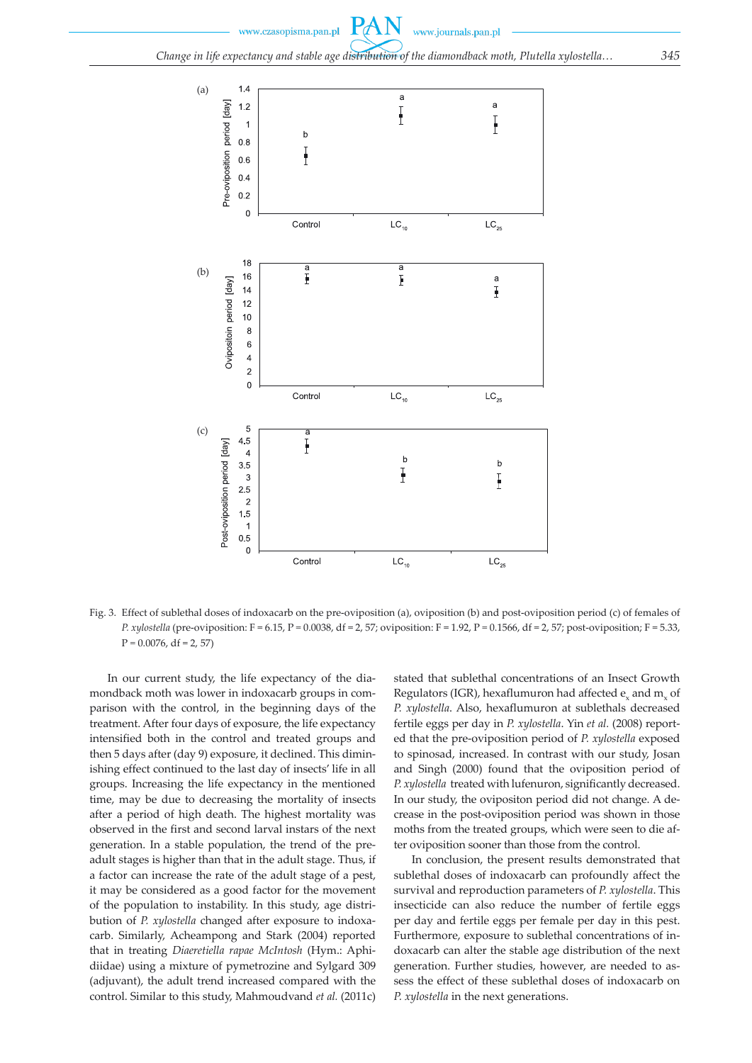Fig. 3. Effect of sublethal doses of indoxacarb on the pre-oviposition (a), oviposition (b) and post-oviposition period (c) of females of *P. xylostella* (pre-oviposition: F = 6.15, P = 0.0038, df = 2, 57; oviposition: F = 1.92, P = 0.1566, df = 2, 57; post-oviposition; F = 5.33, P = 0.0076, df = 2, 57)

In our current study, the life expectancy of the diamondback moth was lower in indoxacarb groups in comparison with the control, in the beginning days of the treatment. After four days of exposure, the life expectancy intensified both in the control and treated groups and then 5 days after (day 9) exposure, it declined. This diminishing effect continued to the last day of insects' life in all groups. Increasing the life expectancy in the mentioned time, may be due to decreasing the mortality of insects after a period of high death. The highest mortality was observed in the first and second larval instars of the next generation. In a stable population, the trend of the pre-adult stages is higher than that in the adult stage. Thus, if a factor can increase the rate of the adult stage of a pest, it may be considered as a good factor for the movement of the population to instability. In this study, age distribution of *P. xylostella* changed after exposure to indoxacarb. Similarly, Acheampong and Stark (2004) reported that in treating *Diaeretiella rapae McIntosh* (Hym.: Aphidiidae) using a mixture of pymetrozine and Sylgard 309 (adjuvant), the adult trend increased compared with the control. Similar to this study, Mahmoudvand *et al.* (2011c) stated that sublethal concentrations of an Insect Growth Regulators (IGR), hexaflumuron had affected $e_x$ and $m_x$ of *P. xylostella*. Also, hexaflumuron at sublethals decreased fertile eggs per day in *P. xylostella*. Yin *et al.* (2008) reported that the pre-oviposition period of *P. xylostella* exposed to spinosad, increased. In contrast with our study, Josan and Singh (2000) found that the oviposition period of *P. xylostella* treated with lufenuron, significantly decreased. In our study, the ovipositon period did not change. A decrease in the post-oviposition period was shown in those moths from the treated groups, which were seen to die after oviposition sooner than those from the control.

In conclusion, the present results demonstrated that sublethal doses of indoxacarb can profoundly affect the survival and reproduction parameters of *P. xylostella*. This insecticide can also reduce the number of fertile eggs per day and fertile eggs per female per day in this pest. Furthermore, exposure to sublethal concentrations of indoxacarb can alter the stable age distribution of the next generation. Further studies, however, are needed to assess the effect of these sublethal doses of indoxacarb on *P. xylostella* in the next generations.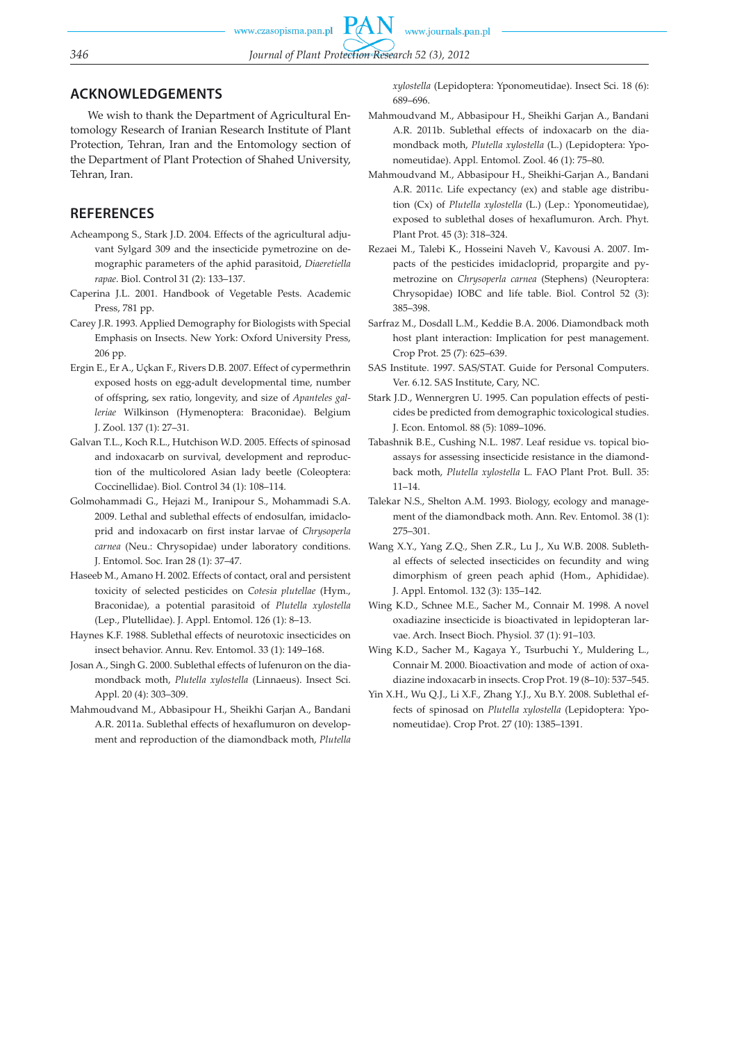## ACKNOWLEDGEMENTS

We wish to thank the Department of Agricultural Entomology Research of Iranian Research Institute of Plant Protection, Tehran, Iran and the Entomology section of the Department of Plant Protection of Shahed University, Tehran, Iran.

## REFERENCES

Acheampong S., Stark J.D. 2004. Effects of the agricultural adjuvant Sylgard 309 and the insecticide pymetrozine on demographic parameters of the aphid parasitoid, *Diaeretiella rapae*. Biol. Control 31 (2): 133–137.

Caperina J.L. 2001. Handbook of Vegetable Pests. Academic Press, 781 pp.

Carey J.R. 1993. Applied Demography for Biologists with Special Emphasis on Insects. New York: Oxford University Press, 206 pp.

Ergin E., Er A., Uçkan F., Rivers D.B. 2007. Effect of cypermethrin exposed hosts on egg-adult developmental time, number of offspring, sex ratio, longevity, and size of *Apanteles galleriae* Wilkinson (Hymenoptera: Braconidae). Belgium J. Zool. 137 (1): 27–31.

Galvan T.L., Koch R.L., Hutchison W.D. 2005. Effects of spinosad and indoxacarb on survival, development and reproduction of the multicolored Asian lady beetle (Coleoptera: Coccinellidae). Biol. Control 34 (1): 108–114.

Golmohammadi G., Hejazi M., Iranipour S., Mohammadi S.A. 2009. Lethal and sublethal effects of endosulfan, imidacloprid and indoxacarb on first instar larvae of *Chrysoperla carnea* (Neu.: Chrysopidae) under laboratory conditions. J. Entomol. Soc. Iran 28 (1): 37–47.

Haseeb M., Amano H. 2002. Effects of contact, oral and persistent toxicity of selected pesticides on *Cotesia plutellae* (Hym., Braconidae), a potential parasitoid of *Plutella xylostella* (Lep., Plutellidae). J. Appl. Entomol. 126 (1): 8–13.

Haynes K.F. 1988. Sublethal effects of neurotoxic insecticides on insect behavior. Annu. Rev. Entomol. 33 (1): 149–168.

Josan A., Singh G. 2000. Sublethal effects of lufenuron on the diamondback moth, *Plutella xylostella* (Linnaeus). Insect Sci. Appl. 20 (4): 303–309.

Mahmoudvand M., Abbasipour H., Sheikhi Garjan A., Bandani A.R. 2011a. Sublethal effects of hexaflumuron on development and reproduction of the diamondback moth, *Plutella xylostella* (Lepidoptera: Yponomeutidae). Insect Sci. 18 (6): 689–696.

Mahmoudvand M., Abbasipour H., Sheikhi Garjan A., Bandani A.R. 2011b. Sublethal effects of indoxacarb on the diamondback moth, *Plutella xylostella* (L.) (Lepidoptera: Yponomeutidae). Appl. Entomol. Zool. 46 (1): 75–80.

Mahmoudvand M., Abbasipour H., Sheikhi-Garjan A., Bandani A.R. 2011c. Life expectancy (ex) and stable age distribution (Cx) of *Plutella xylostella* (L.) (Lep.: Yponomeutidae), exposed to sublethal doses of hexaflumuron. Arch. Phyt. Plant Prot. 45 (3): 318–324.

Rezaei M., Talebi K., Hosseini Naveh V., Kavousi A. 2007. Impacts of the pesticides imidacloprid, propargite and pymetrozine on *Chrysoperla carnea* (Stephens) (Neuroptera: Chrysopidae) IOBC and life table. Biol. Control 52 (3): 385–398.

Sarfraz M., Dosdall L.M., Keddie B.A. 2006. Diamondback moth host plant interaction: Implication for pest management. Crop Prot. 25 (7): 625–639.

SAS Institute. 1997. SAS/STAT. Guide for Personal Computers. Ver. 6.12. SAS Institute, Cary, NC.

Stark J.D., Wennergren U. 1995. Can population effects of pesticides be predicted from demographic toxicological studies. J. Econ. Entomol. 88 (5): 1089–1096.

Tabashnik B.E., Cushing N.L. 1987. Leaf residue vs. topical bioassays for assessing insecticide resistance in the diamondback moth, *Plutella xylostella* L. FAO Plant Prot. Bull. 35: 11–14.

Talekar N.S., Shelton A.M. 1993. Biology, ecology and management of the diamondback moth. Ann. Rev. Entomol. 38 (1): 275–301.

Wang X.Y., Yang Z.Q., Shen Z.R., Lu J., Xu W.B. 2008. Sublethal effects of selected insecticides on fecundity and wing dimorphism of green peach aphid (Hom., Aphididae). J. Appl. Entomol. 132 (3): 135–142.

Wing K.D., Schnee M.E., Sacher M., Connair M. 1998. A novel oxadiazine insecticide is bioactivated in lepidopteran larvae. Arch. Insect Bioch. Physiol. 37 (1): 91–103.

Wing K.D., Sacher M., Kagaya Y., Tsurbuchi Y., Muldering L., Connair M. 2000. Bioactivation and mode of action of oxadiazine indoxacarb in insects. Crop Prot. 19 (8–10): 537–545.

Yin X.H., Wu Q.J., Li X.F., Zhang Y.J., Xu B.Y. 2008. Sublethal effects of spinosad on *Plutella xylostella* (Lepidoptera: Yponomeutidae). Crop Prot. 27 (10): 1385–1391.